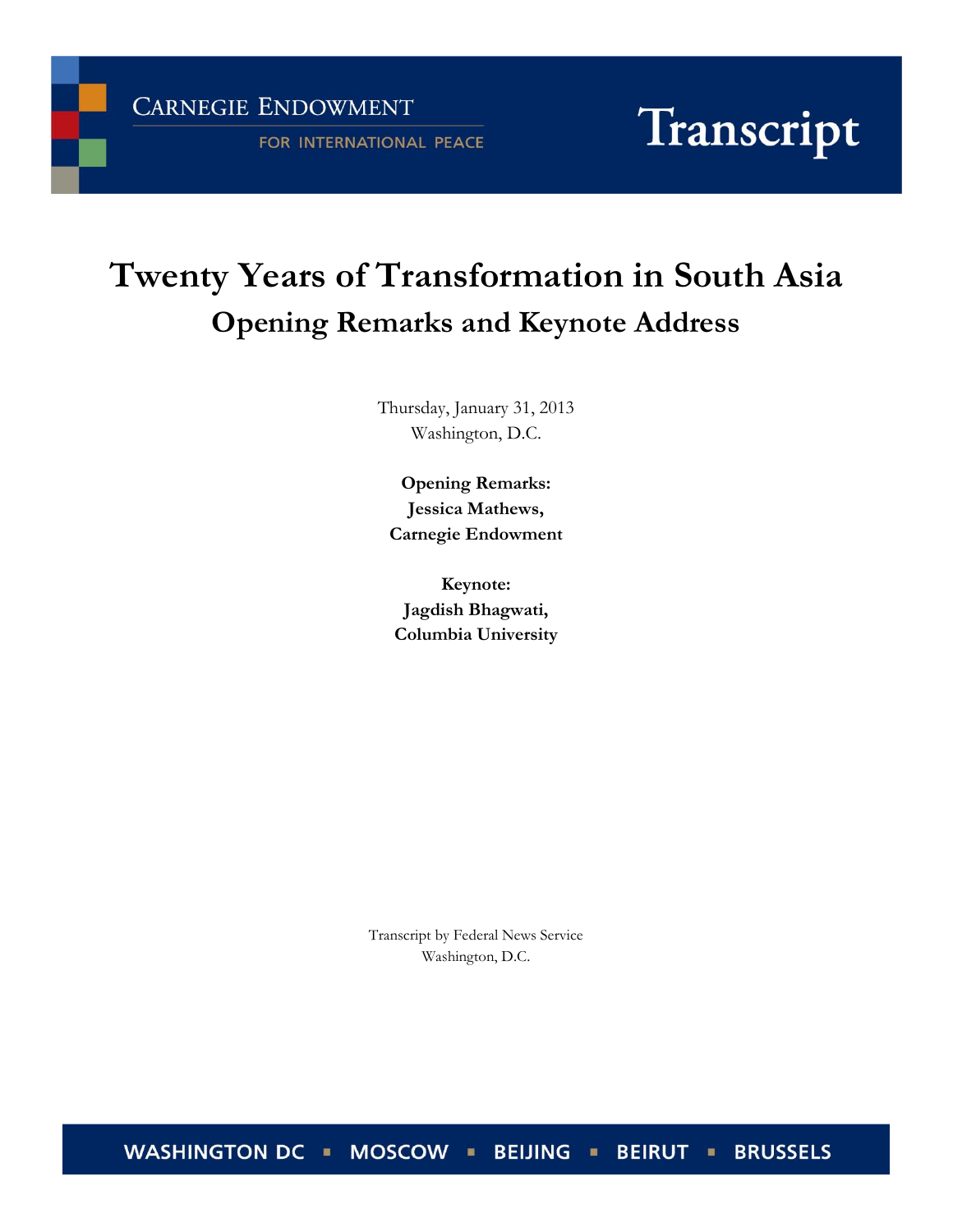CARNEGIE ENDOWMENT

FOR INTERNATIONAL PEACE

Transcript

# Twenty Years of Transformation in South Asia

## Opening Remarks and Keynote Address

Thursday, January 31, 2013
Washington, D.C.

**Opening Remarks:**
**Jessica Mathews,**
**Carnegie Endowment**

**Keynote:**
**Jagdish Bhagwati,**
**Columbia University**

Transcript by Federal News Service
Washington, D.C.

WASHINGTON DC ▪ MOSCOW ▪ BEIJING ▪ BEIRUT ▪ BRUSSELS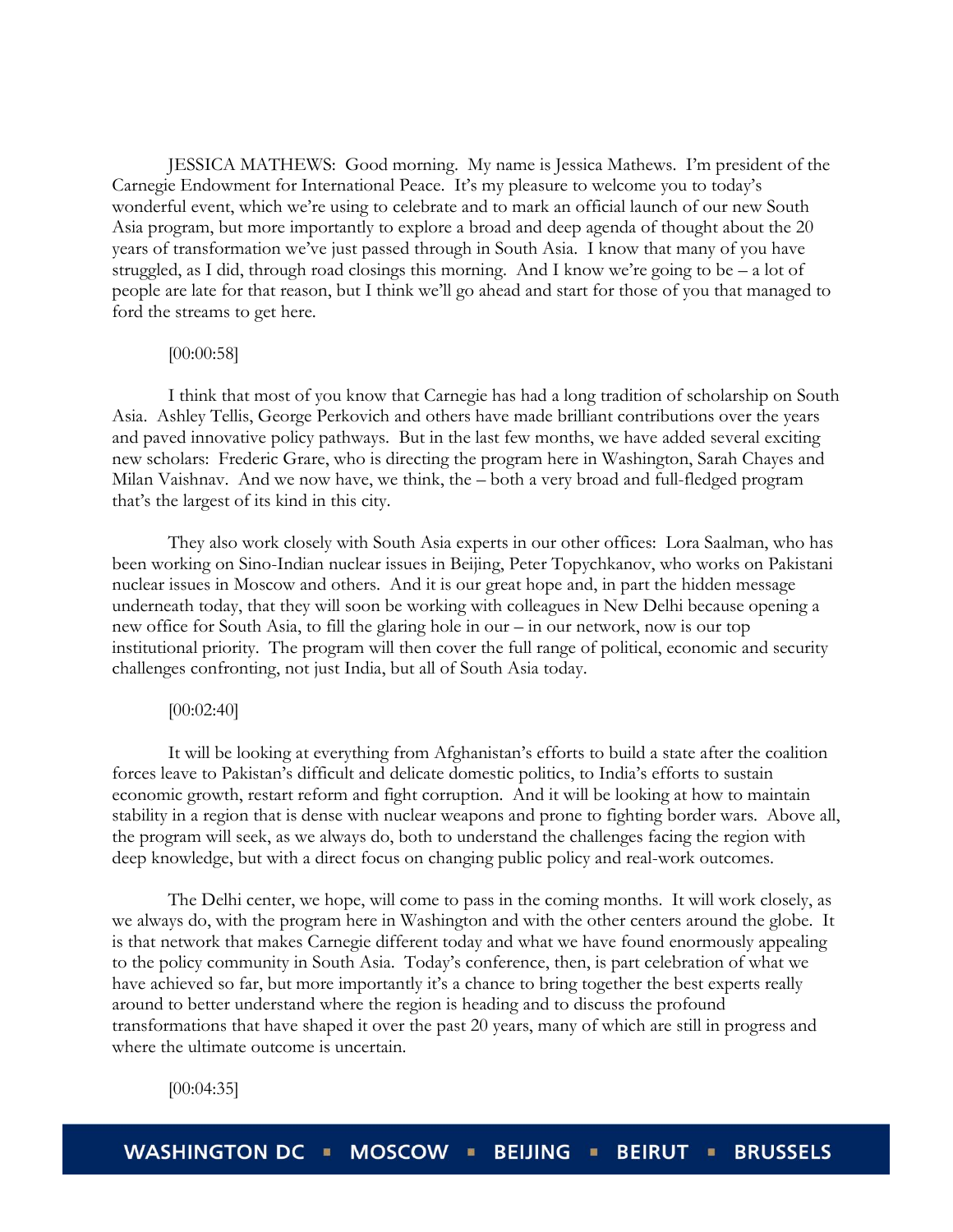JESSICA MATHEWS: Good morning. My name is Jessica Mathews. I'm president of the Carnegie Endowment for International Peace. It's my pleasure to welcome you to today's wonderful event, which we're using to celebrate and to mark an official launch of our new South Asia program, but more importantly to explore a broad and deep agenda of thought about the 20 years of transformation we've just passed through in South Asia. I know that many of you have struggled, as I did, through road closings this morning. And I know we're going to be – a lot of people are late for that reason, but I think we'll go ahead and start for those of you that managed to ford the streams to get here.

[00:00:58]

I think that most of you know that Carnegie has had a long tradition of scholarship on South Asia. Ashley Tellis, George Perkovich and others have made brilliant contributions over the years and paved innovative policy pathways. But in the last few months, we have added several exciting new scholars: Frederic Grare, who is directing the program here in Washington, Sarah Chayes and Milan Vaishnav. And we now have, we think, the – both a very broad and full-fledged program that's the largest of its kind in this city.

They also work closely with South Asia experts in our other offices: Lora Saalman, who has been working on Sino-Indian nuclear issues in Beijing, Peter Topychkanov, who works on Pakistani nuclear issues in Moscow and others. And it is our great hope and, in part the hidden message underneath today, that they will soon be working with colleagues in New Delhi because opening a new office for South Asia, to fill the glaring hole in our – in our network, now is our top institutional priority. The program will then cover the full range of political, economic and security challenges confronting, not just India, but all of South Asia today.

[00:02:40]

It will be looking at everything from Afghanistan's efforts to build a state after the coalition forces leave to Pakistan's difficult and delicate domestic politics, to India's efforts to sustain economic growth, restart reform and fight corruption. And it will be looking at how to maintain stability in a region that is dense with nuclear weapons and prone to fighting border wars. Above all, the program will seek, as we always do, both to understand the challenges facing the region with deep knowledge, but with a direct focus on changing public policy and real-work outcomes.

The Delhi center, we hope, will come to pass in the coming months. It will work closely, as we always do, with the program here in Washington and with the other centers around the globe. It is that network that makes Carnegie different today and what we have found enormously appealing to the policy community in South Asia. Today's conference, then, is part celebration of what we have achieved so far, but more importantly it's a chance to bring together the best experts really around to better understand where the region is heading and to discuss the profound transformations that have shaped it over the past 20 years, many of which are still in progress and where the ultimate outcome is uncertain.

[00:04:35]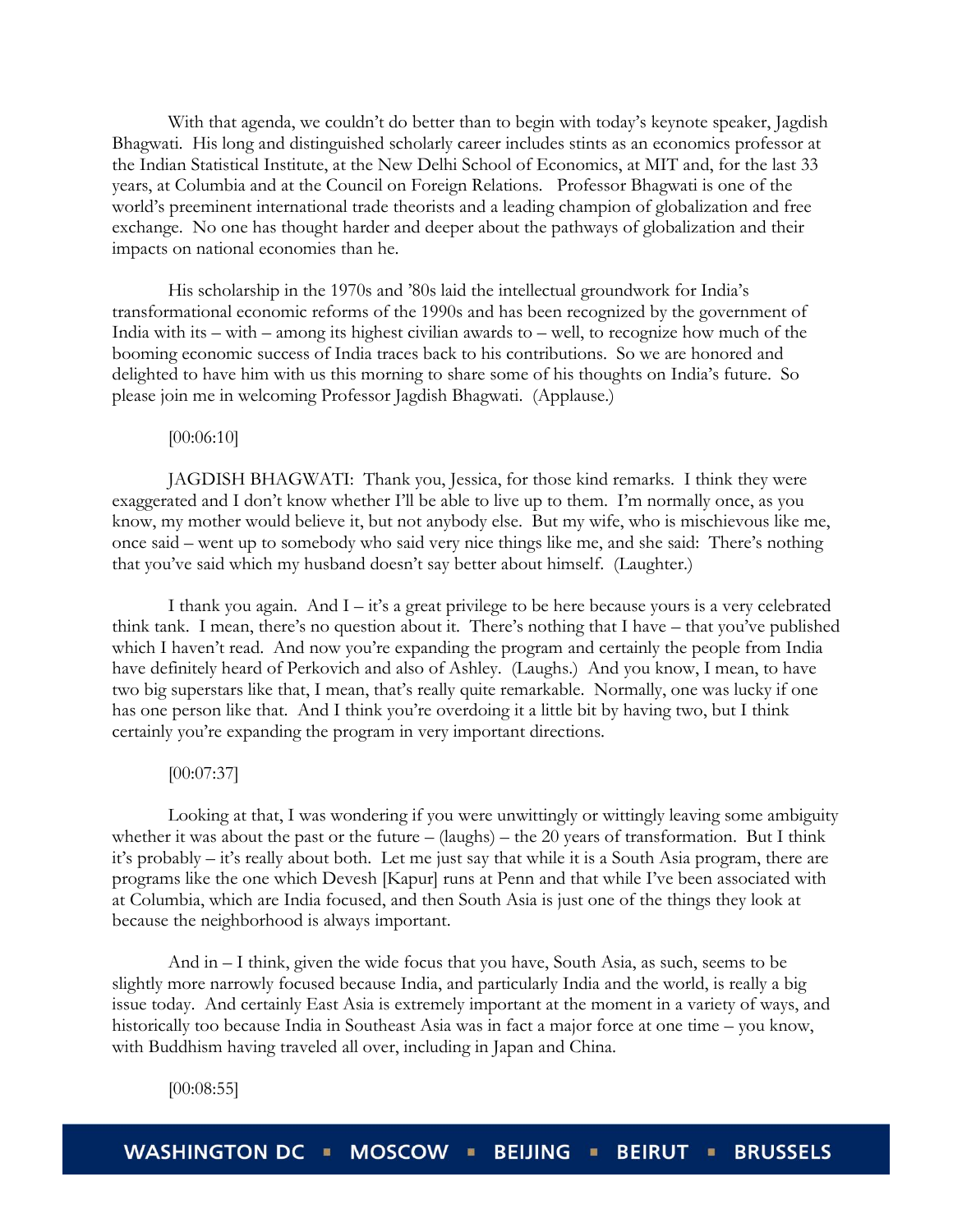With that agenda, we couldn't do better than to begin with today's keynote speaker, Jagdish Bhagwati. His long and distinguished scholarly career includes stints as an economics professor at the Indian Statistical Institute, at the New Delhi School of Economics, at MIT and, for the last 33 years, at Columbia and at the Council on Foreign Relations. Professor Bhagwati is one of the world's preeminent international trade theorists and a leading champion of globalization and free exchange. No one has thought harder and deeper about the pathways of globalization and their impacts on national economies than he.

His scholarship in the 1970s and '80s laid the intellectual groundwork for India's transformational economic reforms of the 1990s and has been recognized by the government of India with its – with – among its highest civilian awards to – well, to recognize how much of the booming economic success of India traces back to his contributions. So we are honored and delighted to have him with us this morning to share some of his thoughts on India's future. So please join me in welcoming Professor Jagdish Bhagwati. (Applause.)

[00:06:10]

JAGDISH BHAGWATI: Thank you, Jessica, for those kind remarks. I think they were exaggerated and I don't know whether I'll be able to live up to them. I'm normally once, as you know, my mother would believe it, but not anybody else. But my wife, who is mischievous like me, once said – went up to somebody who said very nice things like me, and she said: There's nothing that you've said which my husband doesn't say better about himself. (Laughter.)

I thank you again. And I – it's a great privilege to be here because yours is a very celebrated think tank. I mean, there's no question about it. There's nothing that I have – that you've published which I haven't read. And now you're expanding the program and certainly the people from India have definitely heard of Perkovich and also of Ashley. (Laughs.) And you know, I mean, to have two big superstars like that, I mean, that's really quite remarkable. Normally, one was lucky if one has one person like that. And I think you're overdoing it a little bit by having two, but I think certainly you're expanding the program in very important directions.

[00:07:37]

Looking at that, I was wondering if you were unwittingly or wittingly leaving some ambiguity whether it was about the past or the future – (laughs) – the 20 years of transformation. But I think it's probably – it's really about both. Let me just say that while it is a South Asia program, there are programs like the one which Devesh [Kapur] runs at Penn and that while I've been associated with at Columbia, which are India focused, and then South Asia is just one of the things they look at because the neighborhood is always important.

And in – I think, given the wide focus that you have, South Asia, as such, seems to be slightly more narrowly focused because India, and particularly India and the world, is really a big issue today. And certainly East Asia is extremely important at the moment in a variety of ways, and historically too because India in Southeast Asia was in fact a major force at one time – you know, with Buddhism having traveled all over, including in Japan and China.

[00:08:55]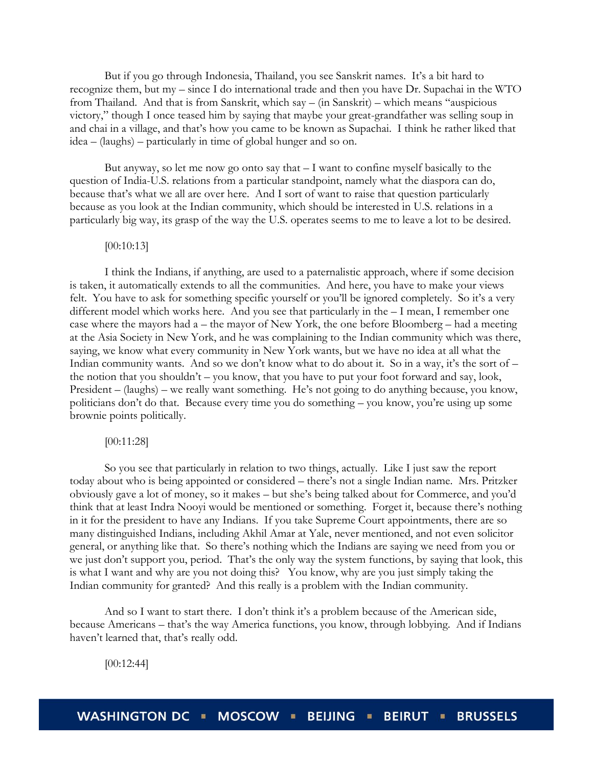But if you go through Indonesia, Thailand, you see Sanskrit names. It's a bit hard to recognize them, but my – since I do international trade and then you have Dr. Supachai in the WTO from Thailand. And that is from Sanskrit, which say – (in Sanskrit) – which means "auspicious victory," though I once teased him by saying that maybe your great-grandfather was selling soup in and chai in a village, and that's how you came to be known as Supachai. I think he rather liked that idea – (laughs) – particularly in time of global hunger and so on.

But anyway, so let me now go onto say that – I want to confine myself basically to the question of India-U.S. relations from a particular standpoint, namely what the diaspora can do, because that's what we all are over here. And I sort of want to raise that question particularly because as you look at the Indian community, which should be interested in U.S. relations in a particularly big way, its grasp of the way the U.S. operates seems to me to leave a lot to be desired.

[00:10:13]

I think the Indians, if anything, are used to a paternalistic approach, where if some decision is taken, it automatically extends to all the communities. And here, you have to make your views felt. You have to ask for something specific yourself or you'll be ignored completely. So it's a very different model which works here. And you see that particularly in the – I mean, I remember one case where the mayors had a – the mayor of New York, the one before Bloomberg – had a meeting at the Asia Society in New York, and he was complaining to the Indian community which was there, saying, we know what every community in New York wants, but we have no idea at all what the Indian community wants. And so we don't know what to do about it. So in a way, it's the sort of – the notion that you shouldn't – you know, that you have to put your foot forward and say, look, President – (laughs) – we really want something. He's not going to do anything because, you know, politicians don't do that. Because every time you do something – you know, you're using up some brownie points politically.

[00:11:28]

So you see that particularly in relation to two things, actually. Like I just saw the report today about who is being appointed or considered – there's not a single Indian name. Mrs. Pritzker obviously gave a lot of money, so it makes – but she's being talked about for Commerce, and you'd think that at least Indra Nooyi would be mentioned or something. Forget it, because there's nothing in it for the president to have any Indians. If you take Supreme Court appointments, there are so many distinguished Indians, including Akhil Amar at Yale, never mentioned, and not even solicitor general, or anything like that. So there's nothing which the Indians are saying we need from you or we just don't support you, period. That's the only way the system functions, by saying that look, this is what I want and why are you not doing this? You know, why are you just simply taking the Indian community for granted? And this really is a problem with the Indian community.

And so I want to start there. I don't think it's a problem because of the American side, because Americans – that's the way America functions, you know, through lobbying. And if Indians haven't learned that, that's really odd.

[00:12:44]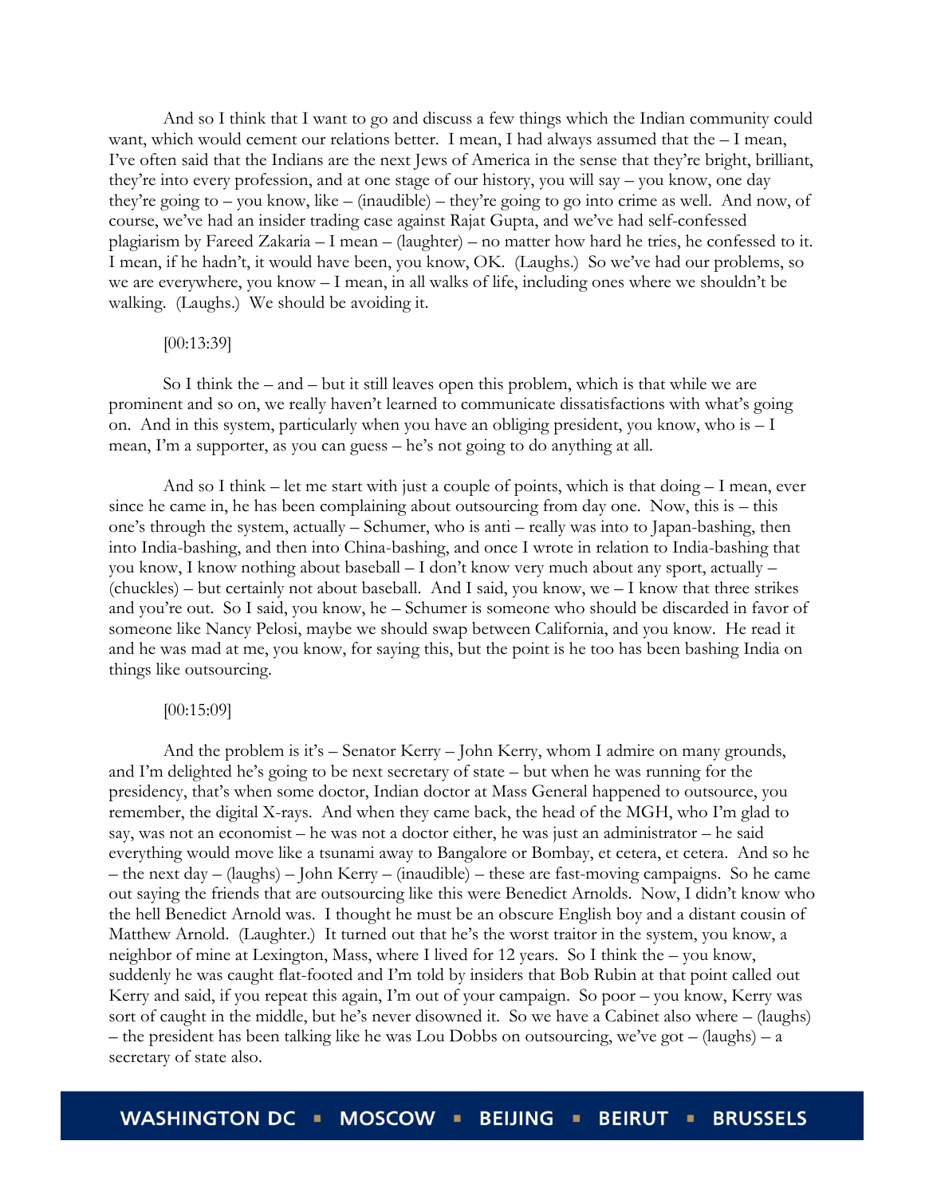And so I think that I want to go and discuss a few things which the Indian community could want, which would cement our relations better. I mean, I had always assumed that the – I mean, I've often said that the Indians are the next Jews of America in the sense that they're bright, brilliant, they're into every profession, and at one stage of our history, you will say – you know, one day they're going to – you know, like – (inaudible) – they're going to go into crime as well. And now, of course, we've had an insider trading case against Rajat Gupta, and we've had self-confessed plagiarism by Fareed Zakaria – I mean – (laughter) – no matter how hard he tries, he confessed to it. I mean, if he hadn't, it would have been, you know, OK. (Laughs.) So we've had our problems, so we are everywhere, you know – I mean, in all walks of life, including ones where we shouldn't be walking. (Laughs.) We should be avoiding it.

[00:13:39]

So I think the – and – but it still leaves open this problem, which is that while we are prominent and so on, we really haven't learned to communicate dissatisfactions with what's going on. And in this system, particularly when you have an obliging president, you know, who is – I mean, I'm a supporter, as you can guess – he's not going to do anything at all.

And so I think – let me start with just a couple of points, which is that doing – I mean, ever since he came in, he has been complaining about outsourcing from day one. Now, this is – this one's through the system, actually – Schumer, who is anti – really was into to Japan-bashing, then into India-bashing, and then into China-bashing, and once I wrote in relation to India-bashing that you know, I know nothing about baseball – I don't know very much about any sport, actually – (chuckles) – but certainly not about baseball. And I said, you know, we – I know that three strikes and you're out. So I said, you know, he – Schumer is someone who should be discarded in favor of someone like Nancy Pelosi, maybe we should swap between California, and you know. He read it and he was mad at me, you know, for saying this, but the point is he too has been bashing India on things like outsourcing.

[00:15:09]

And the problem is it's – Senator Kerry – John Kerry, whom I admire on many grounds, and I'm delighted he's going to be next secretary of state – but when he was running for the presidency, that's when some doctor, Indian doctor at Mass General happened to outsource, you remember, the digital X-rays. And when they came back, the head of the MGH, who I'm glad to say, was not an economist – he was not a doctor either, he was just an administrator – he said everything would move like a tsunami away to Bangalore or Bombay, et cetera, et cetera. And so he – the next day – (laughs) – John Kerry – (inaudible) – these are fast-moving campaigns. So he came out saying the friends that are outsourcing like this were Benedict Arnolds. Now, I didn't know who the hell Benedict Arnold was. I thought he must be an obscure English boy and a distant cousin of Matthew Arnold. (Laughter.) It turned out that he's the worst traitor in the system, you know, a neighbor of mine at Lexington, Mass, where I lived for 12 years. So I think the – you know, suddenly he was caught flat-footed and I'm told by insiders that Bob Rubin at that point called out Kerry and said, if you repeat this again, I'm out of your campaign. So poor – you know, Kerry was sort of caught in the middle, but he's never disowned it. So we have a Cabinet also where – (laughs) – the president has been talking like he was Lou Dobbs on outsourcing, we've got – (laughs) – a secretary of state also.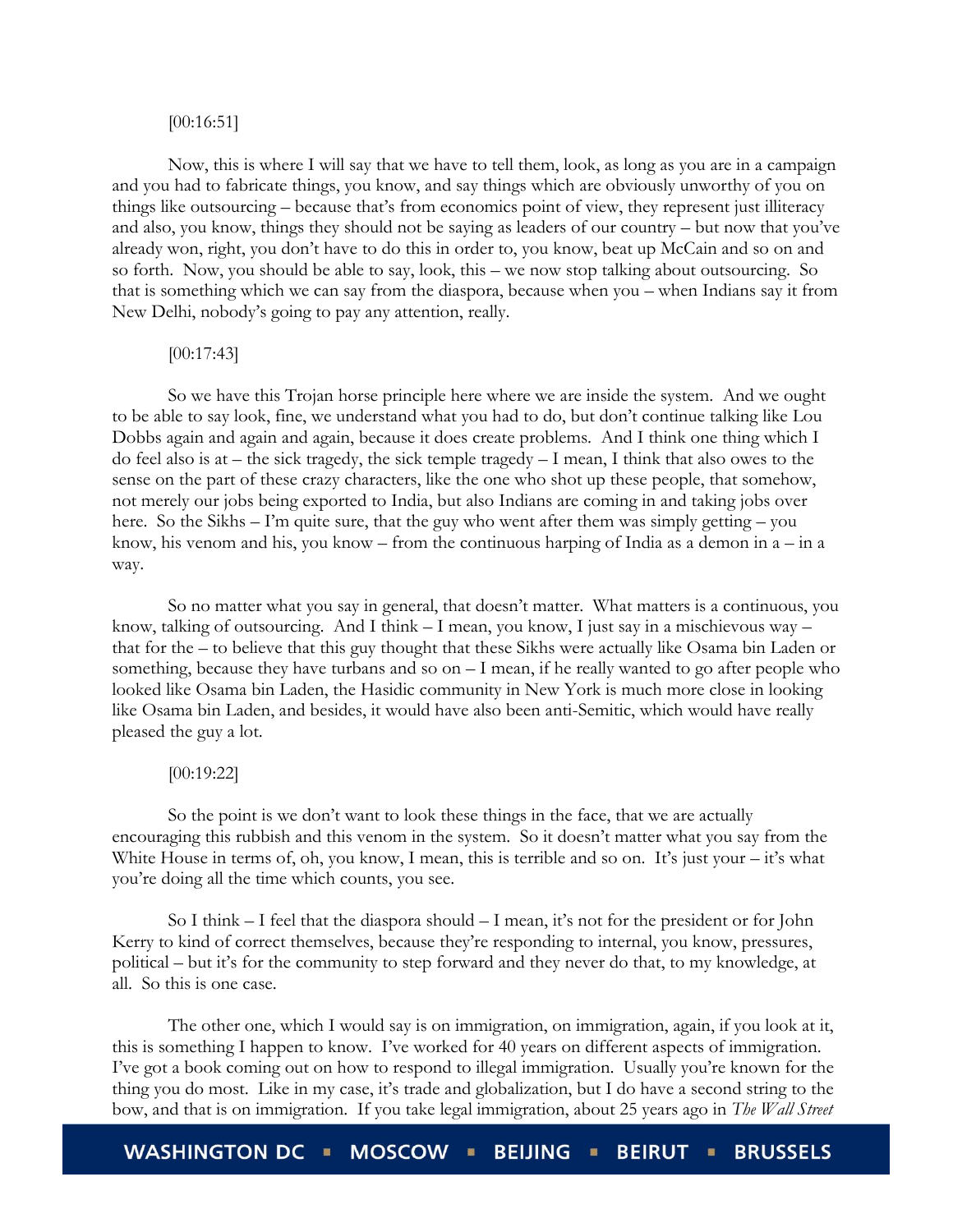[00:16:51]

Now, this is where I will say that we have to tell them, look, as long as you are in a campaign and you had to fabricate things, you know, and say things which are obviously unworthy of you on things like outsourcing – because that's from economics point of view, they represent just illiteracy and also, you know, things they should not be saying as leaders of our country – but now that you've already won, right, you don't have to do this in order to, you know, beat up McCain and so on and so forth. Now, you should be able to say, look, this – we now stop talking about outsourcing. So that is something which we can say from the diaspora, because when you – when Indians say it from New Delhi, nobody's going to pay any attention, really.

[00:17:43]

So we have this Trojan horse principle here where we are inside the system. And we ought to be able to say look, fine, we understand what you had to do, but don't continue talking like Lou Dobbs again and again and again, because it does create problems. And I think one thing which I do feel also is at – the sick tragedy, the sick temple tragedy – I mean, I think that also owes to the sense on the part of these crazy characters, like the one who shot up these people, that somehow, not merely our jobs being exported to India, but also Indians are coming in and taking jobs over here. So the Sikhs – I'm quite sure, that the guy who went after them was simply getting – you know, his venom and his, you know – from the continuous harping of India as a demon in a – in a way.

So no matter what you say in general, that doesn't matter. What matters is a continuous, you know, talking of outsourcing. And I think – I mean, you know, I just say in a mischievous way – that for the – to believe that this guy thought that these Sikhs were actually like Osama bin Laden or something, because they have turbans and so on – I mean, if he really wanted to go after people who looked like Osama bin Laden, the Hasidic community in New York is much more close in looking like Osama bin Laden, and besides, it would have also been anti-Semitic, which would have really pleased the guy a lot.

[00:19:22]

So the point is we don't want to look these things in the face, that we are actually encouraging this rubbish and this venom in the system. So it doesn't matter what you say from the White House in terms of, oh, you know, I mean, this is terrible and so on. It's just your – it's what you're doing all the time which counts, you see.

So I think – I feel that the diaspora should – I mean, it's not for the president or for John Kerry to kind of correct themselves, because they're responding to internal, you know, pressures, political – but it's for the community to step forward and they never do that, to my knowledge, at all. So this is one case.

The other one, which I would say is on immigration, on immigration, again, if you look at it, this is something I happen to know. I've worked for 40 years on different aspects of immigration. I've got a book coming out on how to respond to illegal immigration. Usually you're known for the thing you do most. Like in my case, it's trade and globalization, but I do have a second string to the bow, and that is on immigration. If you take legal immigration, about 25 years ago in *The Wall Street*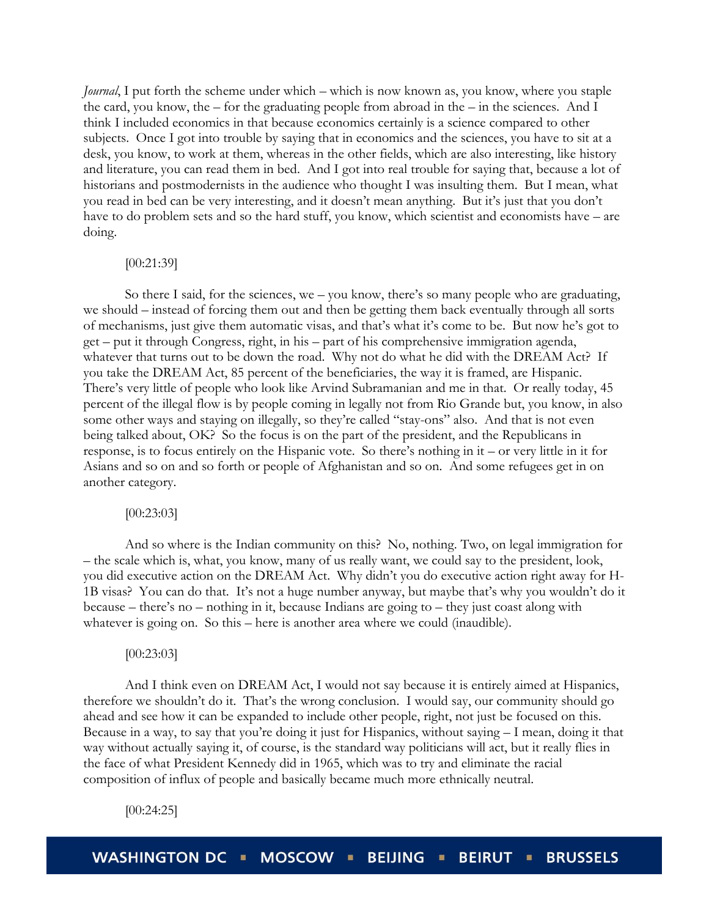*Journal*, I put forth the scheme under which – which is now known as, you know, where you staple the card, you know, the – for the graduating people from abroad in the – in the sciences. And I think I included economics in that because economics certainly is a science compared to other subjects. Once I got into trouble by saying that in economics and the sciences, you have to sit at a desk, you know, to work at them, whereas in the other fields, which are also interesting, like history and literature, you can read them in bed. And I got into real trouble for saying that, because a lot of historians and postmodernists in the audience who thought I was insulting them. But I mean, what you read in bed can be very interesting, and it doesn't mean anything. But it's just that you don't have to do problem sets and so the hard stuff, you know, which scientist and economists have – are doing.

[00:21:39]

So there I said, for the sciences, we – you know, there's so many people who are graduating, we should – instead of forcing them out and then be getting them back eventually through all sorts of mechanisms, just give them automatic visas, and that's what it's come to be. But now he's got to get – put it through Congress, right, in his – part of his comprehensive immigration agenda, whatever that turns out to be down the road. Why not do what he did with the DREAM Act? If you take the DREAM Act, 85 percent of the beneficiaries, the way it is framed, are Hispanic. There's very little of people who look like Arvind Subramanian and me in that. Or really today, 45 percent of the illegal flow is by people coming in legally not from Rio Grande but, you know, in also some other ways and staying on illegally, so they're called "stay-ons" also. And that is not even being talked about, OK? So the focus is on the part of the president, and the Republicans in response, is to focus entirely on the Hispanic vote. So there's nothing in it – or very little in it for Asians and so on and so forth or people of Afghanistan and so on. And some refugees get in on another category.

[00:23:03]

And so where is the Indian community on this? No, nothing. Two, on legal immigration for – the scale which is, what, you know, many of us really want, we could say to the president, look, you did executive action on the DREAM Act. Why didn't you do executive action right away for H-1B visas? You can do that. It's not a huge number anyway, but maybe that's why you wouldn't do it because – there's no – nothing in it, because Indians are going to – they just coast along with whatever is going on. So this – here is another area where we could (inaudible).

[00:23:03]

And I think even on DREAM Act, I would not say because it is entirely aimed at Hispanics, therefore we shouldn't do it. That's the wrong conclusion. I would say, our community should go ahead and see how it can be expanded to include other people, right, not just be focused on this. Because in a way, to say that you're doing it just for Hispanics, without saying – I mean, doing it that way without actually saying it, of course, is the standard way politicians will act, but it really flies in the face of what President Kennedy did in 1965, which was to try and eliminate the racial composition of influx of people and basically became much more ethnically neutral.

[00:24:25]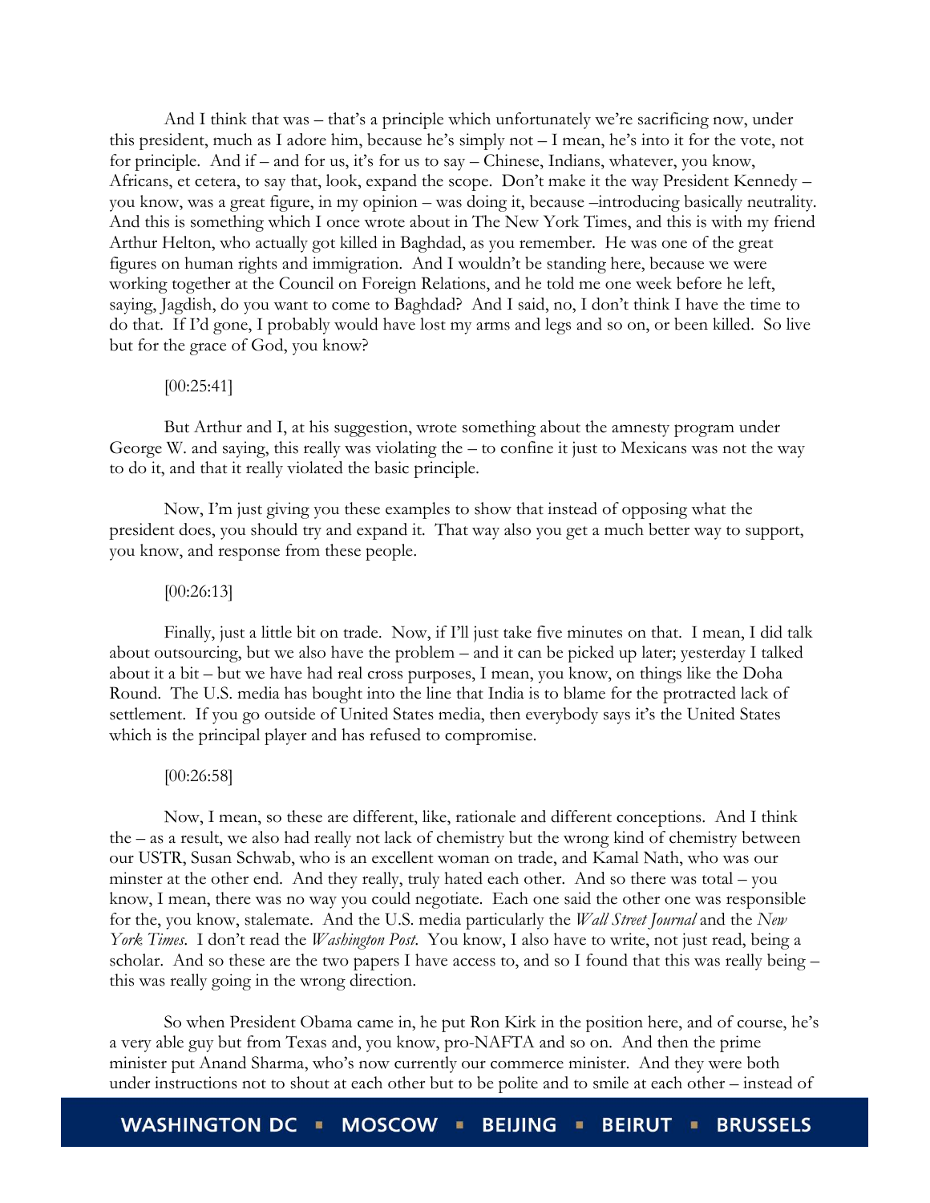And I think that was – that's a principle which unfortunately we're sacrificing now, under this president, much as I adore him, because he's simply not – I mean, he's into it for the vote, not for principle. And if – and for us, it's for us to say – Chinese, Indians, whatever, you know, Africans, et cetera, to say that, look, expand the scope. Don't make it the way President Kennedy – you know, was a great figure, in my opinion – was doing it, because –introducing basically neutrality. And this is something which I once wrote about in The New York Times, and this is with my friend Arthur Helton, who actually got killed in Baghdad, as you remember. He was one of the great figures on human rights and immigration. And I wouldn't be standing here, because we were working together at the Council on Foreign Relations, and he told me one week before he left, saying, Jagdish, do you want to come to Baghdad? And I said, no, I don't think I have the time to do that. If I'd gone, I probably would have lost my arms and legs and so on, or been killed. So live but for the grace of God, you know?

[00:25:41]

But Arthur and I, at his suggestion, wrote something about the amnesty program under George W. and saying, this really was violating the – to confine it just to Mexicans was not the way to do it, and that it really violated the basic principle.

Now, I'm just giving you these examples to show that instead of opposing what the president does, you should try and expand it. That way also you get a much better way to support, you know, and response from these people.

[00:26:13]

Finally, just a little bit on trade. Now, if I'll just take five minutes on that. I mean, I did talk about outsourcing, but we also have the problem – and it can be picked up later; yesterday I talked about it a bit – but we have had real cross purposes, I mean, you know, on things like the Doha Round. The U.S. media has bought into the line that India is to blame for the protracted lack of settlement. If you go outside of United States media, then everybody says it's the United States which is the principal player and has refused to compromise.

[00:26:58]

Now, I mean, so these are different, like, rationale and different conceptions. And I think the – as a result, we also had really not lack of chemistry but the wrong kind of chemistry between our USTR, Susan Schwab, who is an excellent woman on trade, and Kamal Nath, who was our minster at the other end. And they really, truly hated each other. And so there was total – you know, I mean, there was no way you could negotiate. Each one said the other one was responsible for the, you know, stalemate. And the U.S. media particularly the *Wall Street Journal* and the *New York Times*. I don't read the *Washington Post*. You know, I also have to write, not just read, being a scholar. And so these are the two papers I have access to, and so I found that this was really being – this was really going in the wrong direction.

So when President Obama came in, he put Ron Kirk in the position here, and of course, he's a very able guy but from Texas and, you know, pro-NAFTA and so on. And then the prime minister put Anand Sharma, who's now currently our commerce minister. And they were both under instructions not to shout at each other but to be polite and to smile at each other – instead of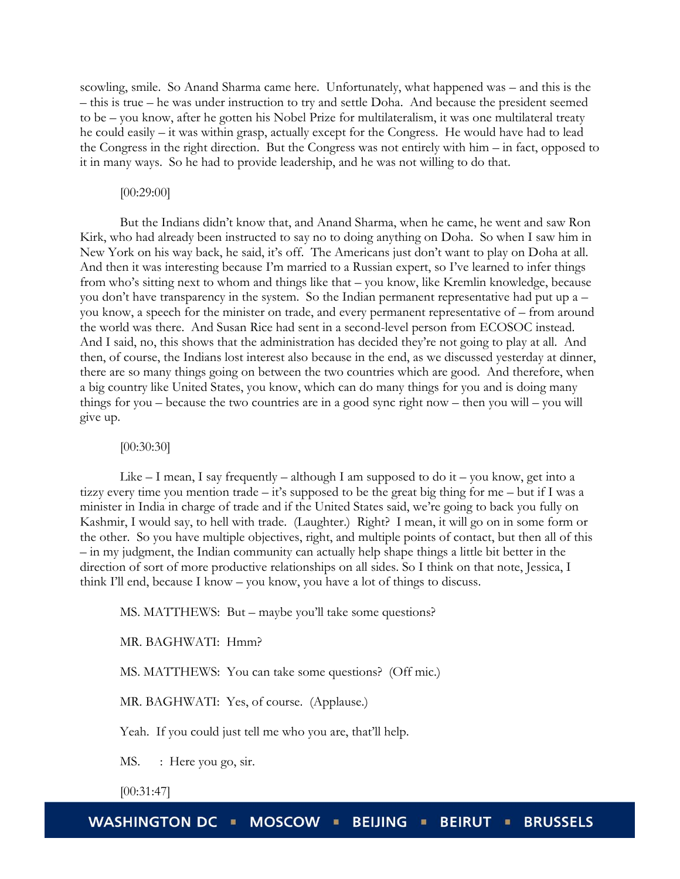scowling, smile. So Anand Sharma came here. Unfortunately, what happened was – and this is the – this is true – he was under instruction to try and settle Doha. And because the president seemed to be – you know, after he gotten his Nobel Prize for multilateralism, it was one multilateral treaty he could easily – it was within grasp, actually except for the Congress. He would have had to lead the Congress in the right direction. But the Congress was not entirely with him – in fact, opposed to it in many ways. So he had to provide leadership, and he was not willing to do that.

[00:29:00]

But the Indians didn't know that, and Anand Sharma, when he came, he went and saw Ron Kirk, who had already been instructed to say no to doing anything on Doha. So when I saw him in New York on his way back, he said, it's off. The Americans just don't want to play on Doha at all. And then it was interesting because I'm married to a Russian expert, so I've learned to infer things from who's sitting next to whom and things like that – you know, like Kremlin knowledge, because you don't have transparency in the system. So the Indian permanent representative had put up a – you know, a speech for the minister on trade, and every permanent representative of – from around the world was there. And Susan Rice had sent in a second-level person from ECOSOC instead. And I said, no, this shows that the administration has decided they're not going to play at all. And then, of course, the Indians lost interest also because in the end, as we discussed yesterday at dinner, there are so many things going on between the two countries which are good. And therefore, when a big country like United States, you know, which can do many things for you and is doing many things for you – because the two countries are in a good sync right now – then you will – you will give up.

[00:30:30]

Like – I mean, I say frequently – although I am supposed to do it – you know, get into a tizzy every time you mention trade – it's supposed to be the great big thing for me – but if I was a minister in India in charge of trade and if the United States said, we're going to back you fully on Kashmir, I would say, to hell with trade. (Laughter.) Right? I mean, it will go on in some form or the other. So you have multiple objectives, right, and multiple points of contact, but then all of this – in my judgment, the Indian community can actually help shape things a little bit better in the direction of sort of more productive relationships on all sides. So I think on that note, Jessica, I think I'll end, because I know – you know, you have a lot of things to discuss.

MS. MATTHEWS: But – maybe you'll take some questions?

MR. BAGHWATI: Hmm?

MS. MATTHEWS: You can take some questions? (Off mic.)

MR. BAGHWATI: Yes, of course. (Applause.)

Yeah. If you could just tell me who you are, that'll help.

MS. : Here you go, sir.

[00:31:47]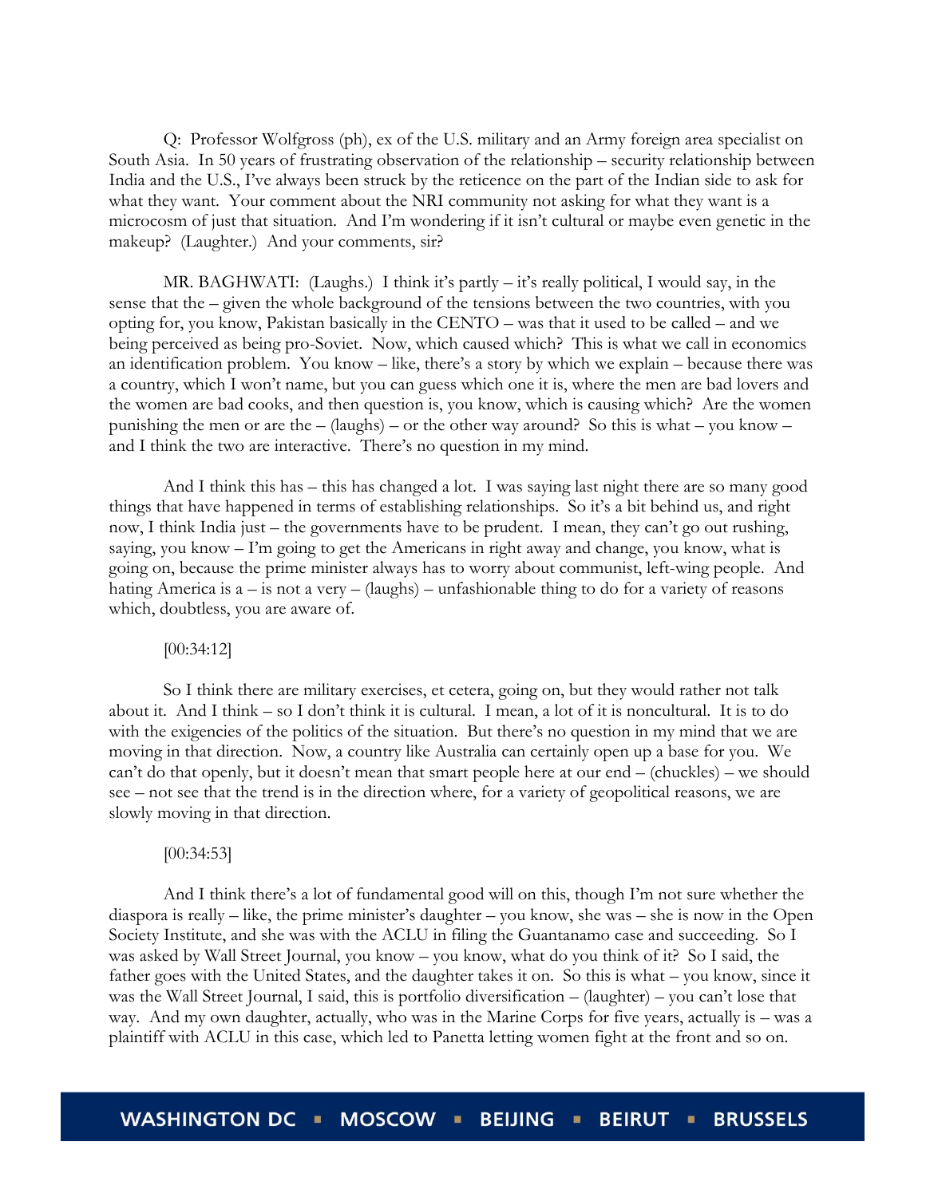Q: Professor Wolfgross (ph), ex of the U.S. military and an Army foreign area specialist on South Asia. In 50 years of frustrating observation of the relationship – security relationship between India and the U.S., I've always been struck by the reticence on the part of the Indian side to ask for what they want. Your comment about the NRI community not asking for what they want is a microcosm of just that situation. And I'm wondering if it isn't cultural or maybe even genetic in the makeup? (Laughter.) And your comments, sir?

MR. BAGHWATI: (Laughs.) I think it's partly – it's really political, I would say, in the sense that the – given the whole background of the tensions between the two countries, with you opting for, you know, Pakistan basically in the CENTO – was that it used to be called – and we being perceived as being pro-Soviet. Now, which caused which? This is what we call in economics an identification problem. You know – like, there's a story by which we explain – because there was a country, which I won't name, but you can guess which one it is, where the men are bad lovers and the women are bad cooks, and then question is, you know, which is causing which? Are the women punishing the men or are the – (laughs) – or the other way around? So this is what – you know – and I think the two are interactive. There's no question in my mind.

And I think this has – this has changed a lot. I was saying last night there are so many good things that have happened in terms of establishing relationships. So it's a bit behind us, and right now, I think India just – the governments have to be prudent. I mean, they can't go out rushing, saying, you know – I'm going to get the Americans in right away and change, you know, what is going on, because the prime minister always has to worry about communist, left-wing people. And hating America is a – is not a very – (laughs) – unfashionable thing to do for a variety of reasons which, doubtless, you are aware of.

[00:34:12]

So I think there are military exercises, et cetera, going on, but they would rather not talk about it. And I think – so I don't think it is cultural. I mean, a lot of it is noncultural. It is to do with the exigencies of the politics of the situation. But there's no question in my mind that we are moving in that direction. Now, a country like Australia can certainly open up a base for you. We can't do that openly, but it doesn't mean that smart people here at our end – (chuckles) – we should see – not see that the trend is in the direction where, for a variety of geopolitical reasons, we are slowly moving in that direction.

[00:34:53]

And I think there's a lot of fundamental good will on this, though I'm not sure whether the diaspora is really – like, the prime minister's daughter – you know, she was – she is now in the Open Society Institute, and she was with the ACLU in filing the Guantanamo case and succeeding. So I was asked by Wall Street Journal, you know – you know, what do you think of it? So I said, the father goes with the United States, and the daughter takes it on. So this is what – you know, since it was the Wall Street Journal, I said, this is portfolio diversification – (laughter) – you can't lose that way. And my own daughter, actually, who was in the Marine Corps for five years, actually is – was a plaintiff with ACLU in this case, which led to Panetta letting women fight at the front and so on.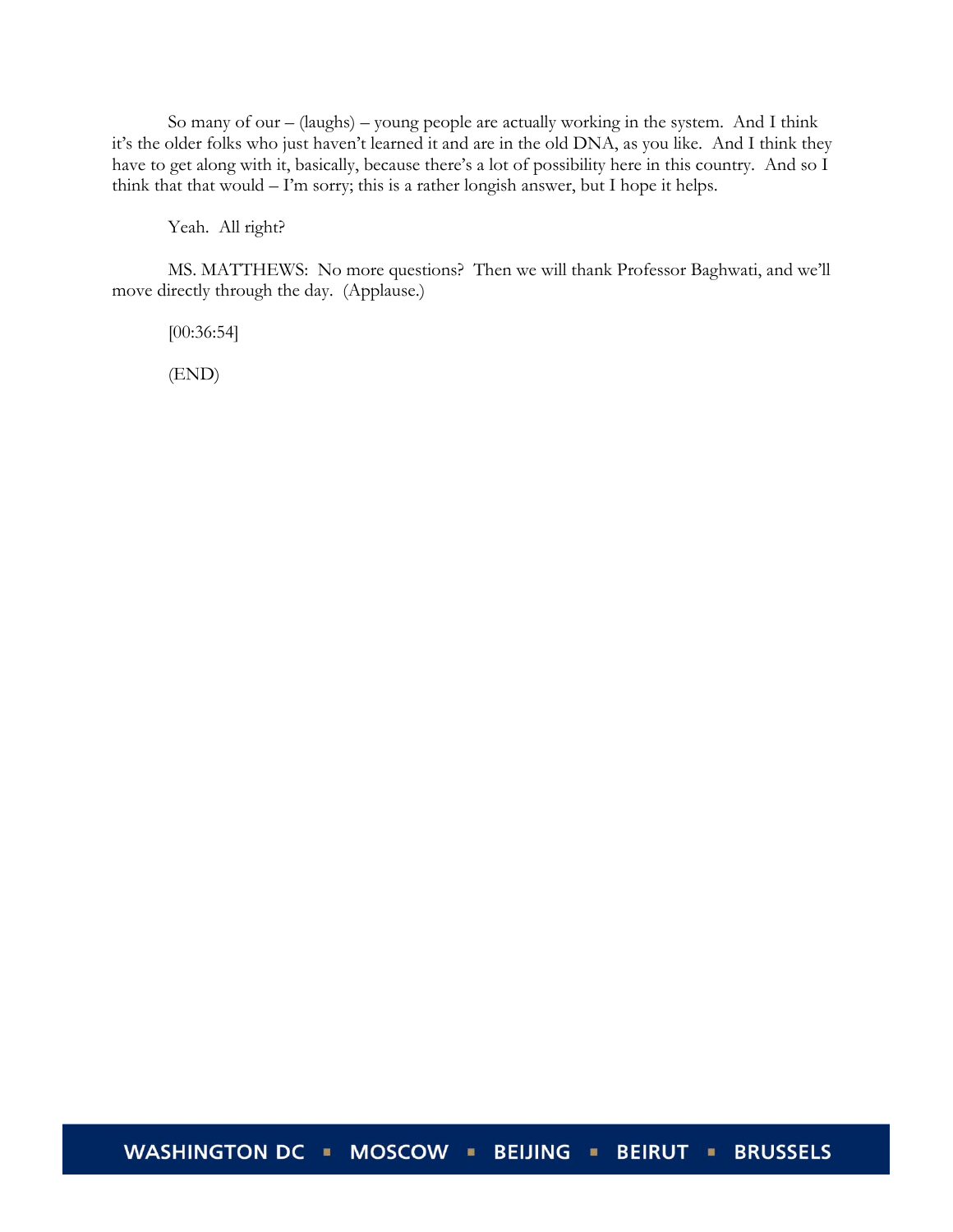So many of our – (laughs) – young people are actually working in the system. And I think it's the older folks who just haven't learned it and are in the old DNA, as you like. And I think they have to get along with it, basically, because there's a lot of possibility here in this country. And so I think that that would – I'm sorry; this is a rather longish answer, but I hope it helps.

Yeah. All right?

MS. MATTHEWS: No more questions? Then we will thank Professor Baghwati, and we'll move directly through the day. (Applause.)

[00:36:54]

(END)